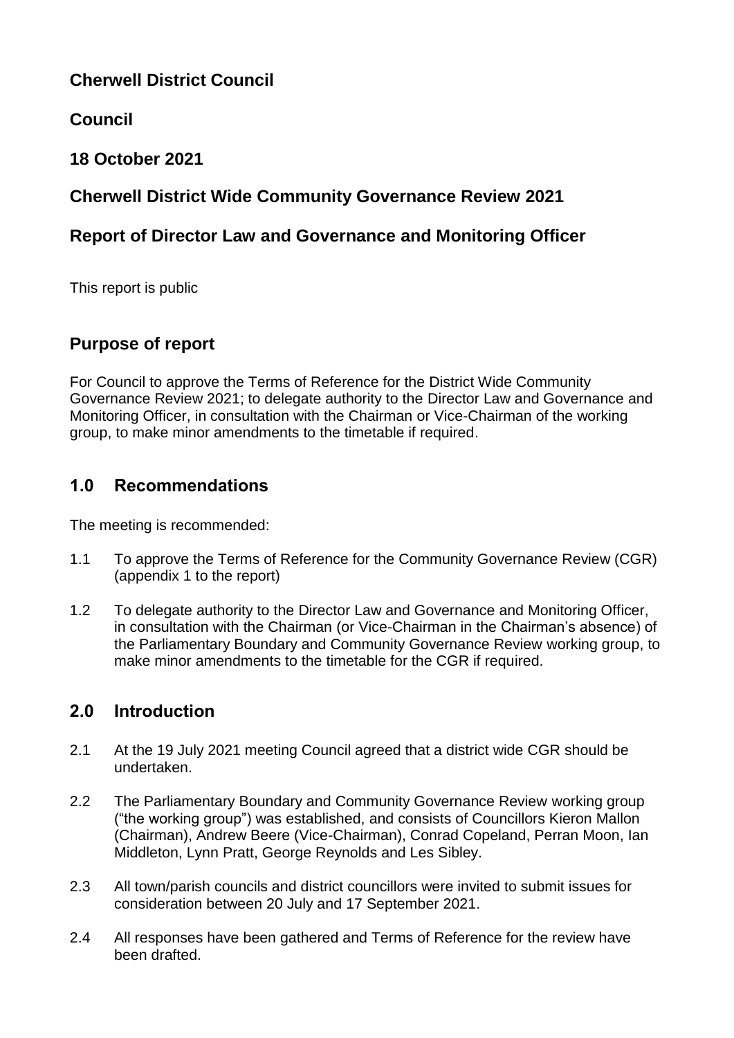# Cherwell District Council

## Council

## 18 October 2021

## Cherwell District Wide Community Governance Review 2021

## Report of Director Law and Governance and Monitoring Officer

This report is public

## Purpose of report

For Council to approve the Terms of Reference for the District Wide Community Governance Review 2021; to delegate authority to the Director Law and Governance and Monitoring Officer, in consultation with the Chairman or Vice-Chairman of the working group, to make minor amendments to the timetable if required.

## 1.0 Recommendations

The meeting is recommended:

1.1 To approve the Terms of Reference for the Community Governance Review (CGR) (appendix 1 to the report)

1.2 To delegate authority to the Director Law and Governance and Monitoring Officer, in consultation with the Chairman (or Vice-Chairman in the Chairman's absence) of the Parliamentary Boundary and Community Governance Review working group, to make minor amendments to the timetable for the CGR if required.

## 2.0 Introduction

2.1 At the 19 July 2021 meeting Council agreed that a district wide CGR should be undertaken.

2.2 The Parliamentary Boundary and Community Governance Review working group ("the working group") was established, and consists of Councillors Kieron Mallon (Chairman), Andrew Beere (Vice-Chairman), Conrad Copeland, Perran Moon, Ian Middleton, Lynn Pratt, George Reynolds and Les Sibley.

2.3 All town/parish councils and district councillors were invited to submit issues for consideration between 20 July and 17 September 2021.

2.4 All responses have been gathered and Terms of Reference for the review have been drafted.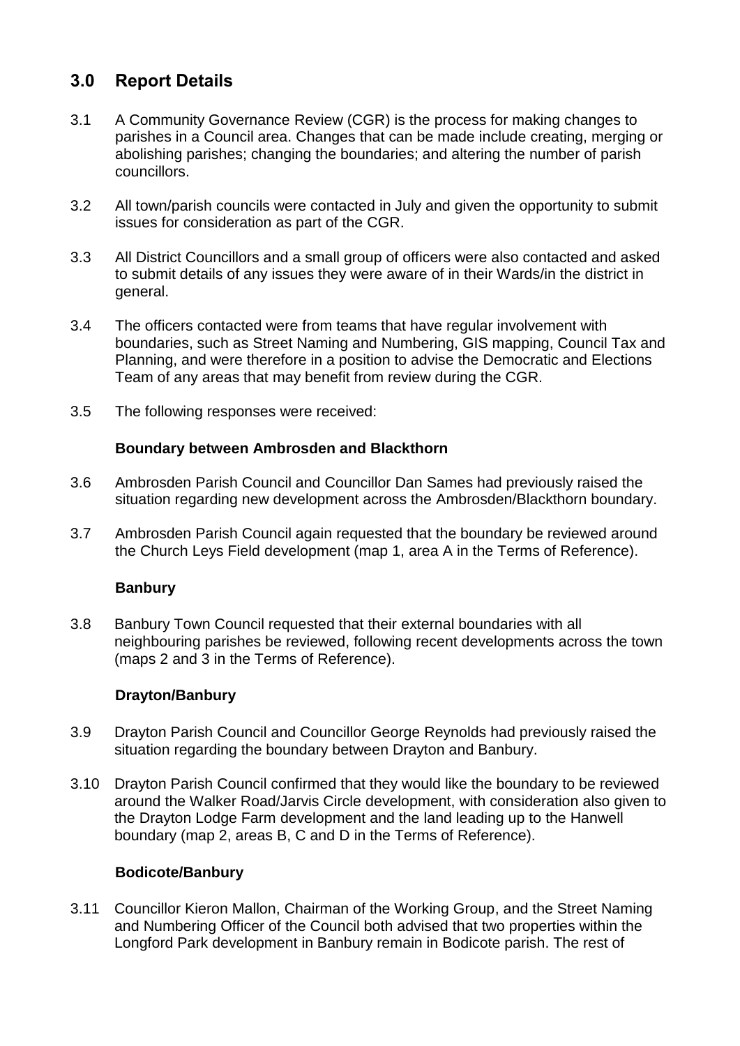## 3.0 Report Details

3.1 A Community Governance Review (CGR) is the process for making changes to parishes in a Council area. Changes that can be made include creating, merging or abolishing parishes; changing the boundaries; and altering the number of parish councillors.

3.2 All town/parish councils were contacted in July and given the opportunity to submit issues for consideration as part of the CGR.

3.3 All District Councillors and a small group of officers were also contacted and asked to submit details of any issues they were aware of in their Wards/in the district in general.

3.4 The officers contacted were from teams that have regular involvement with boundaries, such as Street Naming and Numbering, GIS mapping, Council Tax and Planning, and were therefore in a position to advise the Democratic and Elections Team of any areas that may benefit from review during the CGR.

3.5 The following responses were received:

**Boundary between Ambrosden and Blackthorn**

3.6 Ambrosden Parish Council and Councillor Dan Sames had previously raised the situation regarding new development across the Ambrosden/Blackthorn boundary.

3.7 Ambrosden Parish Council again requested that the boundary be reviewed around the Church Leys Field development (map 1, area A in the Terms of Reference).

**Banbury**

3.8 Banbury Town Council requested that their external boundaries with all neighbouring parishes be reviewed, following recent developments across the town (maps 2 and 3 in the Terms of Reference).

**Drayton/Banbury**

3.9 Drayton Parish Council and Councillor George Reynolds had previously raised the situation regarding the boundary between Drayton and Banbury.

3.10 Drayton Parish Council confirmed that they would like the boundary to be reviewed around the Walker Road/Jarvis Circle development, with consideration also given to the Drayton Lodge Farm development and the land leading up to the Hanwell boundary (map 2, areas B, C and D in the Terms of Reference).

**Bodicote/Banbury**

3.11 Councillor Kieron Mallon, Chairman of the Working Group, and the Street Naming and Numbering Officer of the Council both advised that two properties within the Longford Park development in Banbury remain in Bodicote parish. The rest of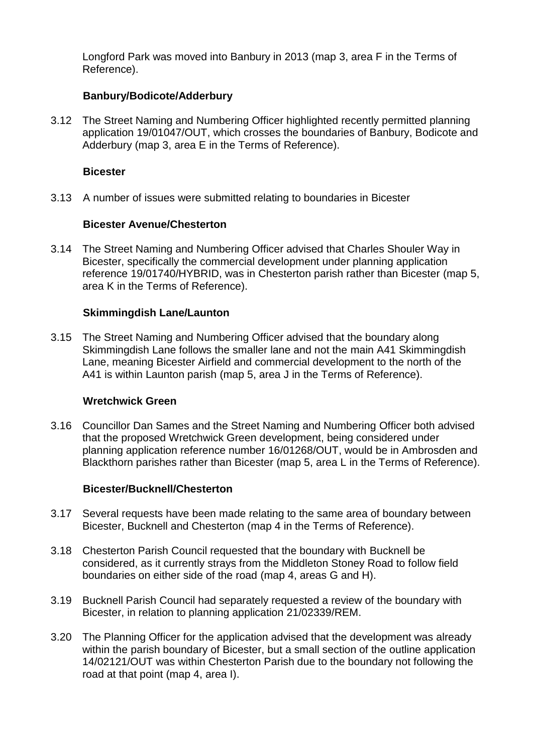Longford Park was moved into Banbury in 2013 (map 3, area F in the Terms of Reference).

**Banbury/Bodicote/Adderbury**

3.12 The Street Naming and Numbering Officer highlighted recently permitted planning application 19/01047/OUT, which crosses the boundaries of Banbury, Bodicote and Adderbury (map 3, area E in the Terms of Reference).

**Bicester**

3.13 A number of issues were submitted relating to boundaries in Bicester

**Bicester Avenue/Chesterton**

3.14 The Street Naming and Numbering Officer advised that Charles Shouler Way in Bicester, specifically the commercial development under planning application reference 19/01740/HYBRID, was in Chesterton parish rather than Bicester (map 5, area K in the Terms of Reference).

**Skimmingdish Lane/Launton**

3.15 The Street Naming and Numbering Officer advised that the boundary along Skimmingdish Lane follows the smaller lane and not the main A41 Skimmingdish Lane, meaning Bicester Airfield and commercial development to the north of the A41 is within Launton parish (map 5, area J in the Terms of Reference).

**Wretchwick Green**

3.16 Councillor Dan Sames and the Street Naming and Numbering Officer both advised that the proposed Wretchwick Green development, being considered under planning application reference number 16/01268/OUT, would be in Ambrosden and Blackthorn parishes rather than Bicester (map 5, area L in the Terms of Reference).

**Bicester/Bucknell/Chesterton**

3.17 Several requests have been made relating to the same area of boundary between Bicester, Bucknell and Chesterton (map 4 in the Terms of Reference).

3.18 Chesterton Parish Council requested that the boundary with Bucknell be considered, as it currently strays from the Middleton Stoney Road to follow field boundaries on either side of the road (map 4, areas G and H).

3.19 Bucknell Parish Council had separately requested a review of the boundary with Bicester, in relation to planning application 21/02339/REM.

3.20 The Planning Officer for the application advised that the development was already within the parish boundary of Bicester, but a small section of the outline application 14/02121/OUT was within Chesterton Parish due to the boundary not following the road at that point (map 4, area I).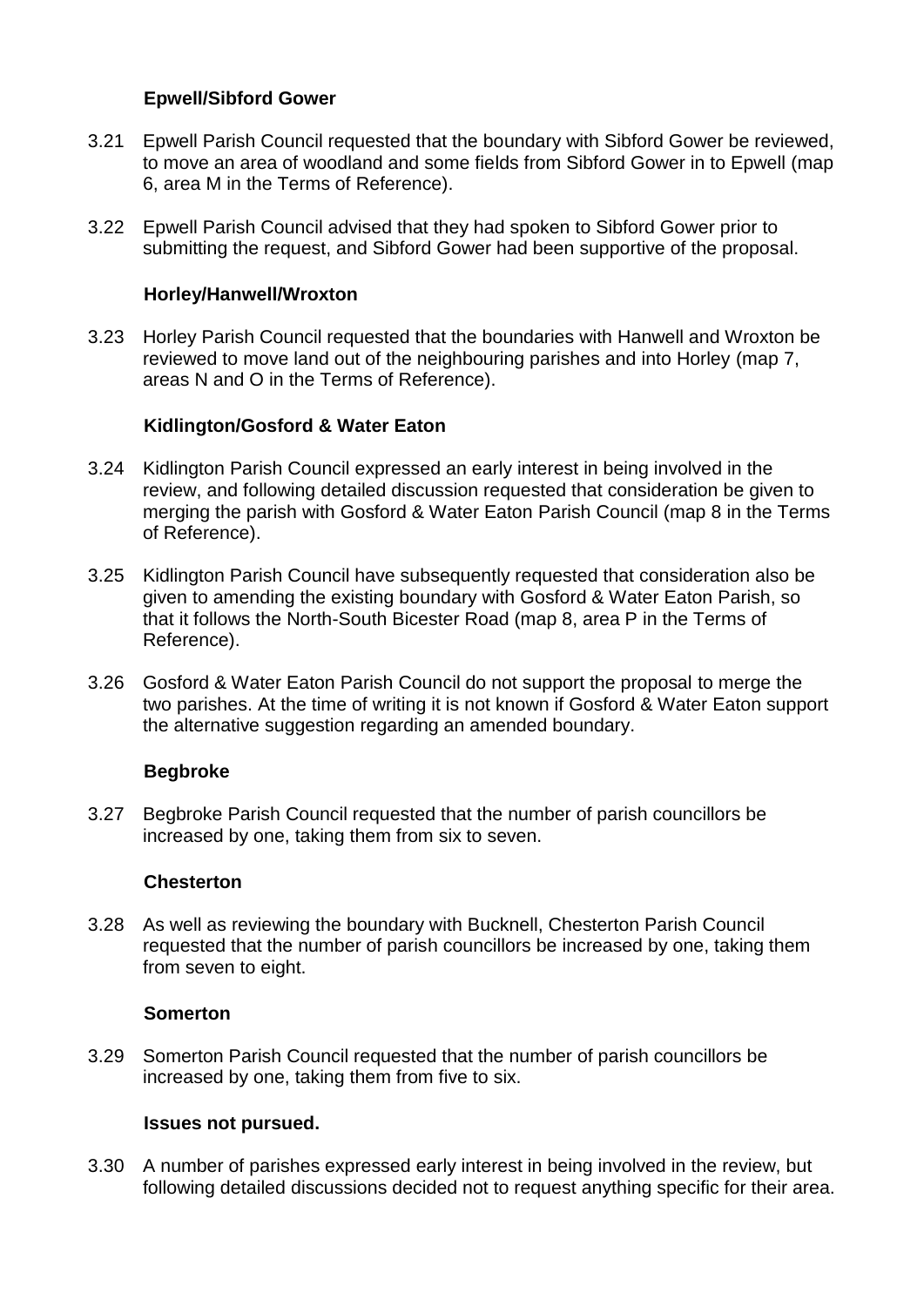### Epwell/Sibford Gower

3.21 Epwell Parish Council requested that the boundary with Sibford Gower be reviewed, to move an area of woodland and some fields from Sibford Gower in to Epwell (map 6, area M in the Terms of Reference).

3.22 Epwell Parish Council advised that they had spoken to Sibford Gower prior to submitting the request, and Sibford Gower had been supportive of the proposal.

### Horley/Hanwell/Wroxton

3.23 Horley Parish Council requested that the boundaries with Hanwell and Wroxton be reviewed to move land out of the neighbouring parishes and into Horley (map 7, areas N and O in the Terms of Reference).

### Kidlington/Gosford & Water Eaton

3.24 Kidlington Parish Council expressed an early interest in being involved in the review, and following detailed discussion requested that consideration be given to merging the parish with Gosford & Water Eaton Parish Council (map 8 in the Terms of Reference).

3.25 Kidlington Parish Council have subsequently requested that consideration also be given to amending the existing boundary with Gosford & Water Eaton Parish, so that it follows the North-South Bicester Road (map 8, area P in the Terms of Reference).

3.26 Gosford & Water Eaton Parish Council do not support the proposal to merge the two parishes. At the time of writing it is not known if Gosford & Water Eaton support the alternative suggestion regarding an amended boundary.

### Begbroke

3.27 Begbroke Parish Council requested that the number of parish councillors be increased by one, taking them from six to seven.

### Chesterton

3.28 As well as reviewing the boundary with Bucknell, Chesterton Parish Council requested that the number of parish councillors be increased by one, taking them from seven to eight.

### Somerton

3.29 Somerton Parish Council requested that the number of parish councillors be increased by one, taking them from five to six.

### Issues not pursued.

3.30 A number of parishes expressed early interest in being involved in the review, but following detailed discussions decided not to request anything specific for their area.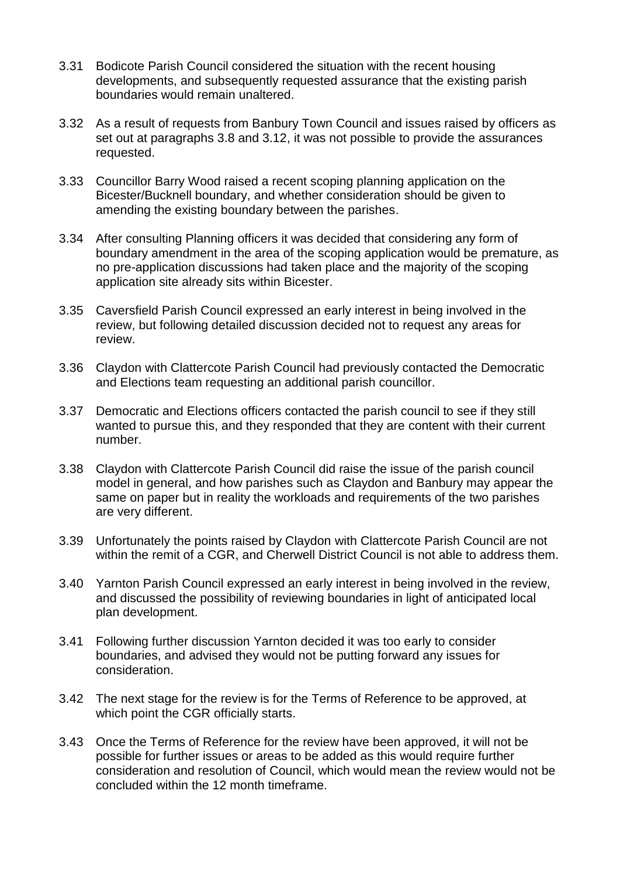3.31 Bodicote Parish Council considered the situation with the recent housing developments, and subsequently requested assurance that the existing parish boundaries would remain unaltered.

3.32 As a result of requests from Banbury Town Council and issues raised by officers as set out at paragraphs 3.8 and 3.12, it was not possible to provide the assurances requested.

3.33 Councillor Barry Wood raised a recent scoping planning application on the Bicester/Bucknell boundary, and whether consideration should be given to amending the existing boundary between the parishes.

3.34 After consulting Planning officers it was decided that considering any form of boundary amendment in the area of the scoping application would be premature, as no pre-application discussions had taken place and the majority of the scoping application site already sits within Bicester.

3.35 Caversfield Parish Council expressed an early interest in being involved in the review, but following detailed discussion decided not to request any areas for review.

3.36 Claydon with Clattercote Parish Council had previously contacted the Democratic and Elections team requesting an additional parish councillor.

3.37 Democratic and Elections officers contacted the parish council to see if they still wanted to pursue this, and they responded that they are content with their current number.

3.38 Claydon with Clattercote Parish Council did raise the issue of the parish council model in general, and how parishes such as Claydon and Banbury may appear the same on paper but in reality the workloads and requirements of the two parishes are very different.

3.39 Unfortunately the points raised by Claydon with Clattercote Parish Council are not within the remit of a CGR, and Cherwell District Council is not able to address them.

3.40 Yarnton Parish Council expressed an early interest in being involved in the review, and discussed the possibility of reviewing boundaries in light of anticipated local plan development.

3.41 Following further discussion Yarnton decided it was too early to consider boundaries, and advised they would not be putting forward any issues for consideration.

3.42 The next stage for the review is for the Terms of Reference to be approved, at which point the CGR officially starts.

3.43 Once the Terms of Reference for the review have been approved, it will not be possible for further issues or areas to be added as this would require further consideration and resolution of Council, which would mean the review would not be concluded within the 12 month timeframe.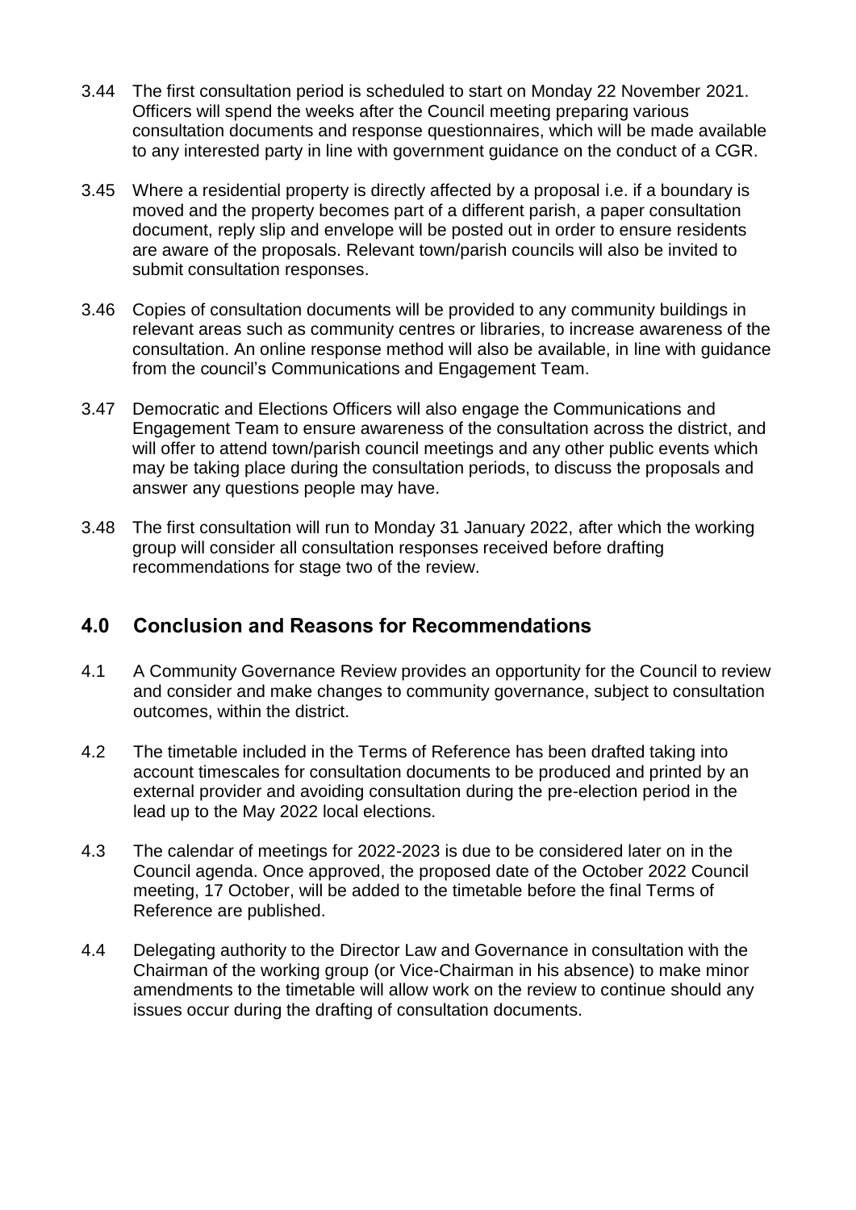3.44 The first consultation period is scheduled to start on Monday 22 November 2021. Officers will spend the weeks after the Council meeting preparing various consultation documents and response questionnaires, which will be made available to any interested party in line with government guidance on the conduct of a CGR.

3.45 Where a residential property is directly affected by a proposal i.e. if a boundary is moved and the property becomes part of a different parish, a paper consultation document, reply slip and envelope will be posted out in order to ensure residents are aware of the proposals. Relevant town/parish councils will also be invited to submit consultation responses.

3.46 Copies of consultation documents will be provided to any community buildings in relevant areas such as community centres or libraries, to increase awareness of the consultation. An online response method will also be available, in line with guidance from the council's Communications and Engagement Team.

3.47 Democratic and Elections Officers will also engage the Communications and Engagement Team to ensure awareness of the consultation across the district, and will offer to attend town/parish council meetings and any other public events which may be taking place during the consultation periods, to discuss the proposals and answer any questions people may have.

3.48 The first consultation will run to Monday 31 January 2022, after which the working group will consider all consultation responses received before drafting recommendations for stage two of the review.

## 4.0 Conclusion and Reasons for Recommendations

4.1 A Community Governance Review provides an opportunity for the Council to review and consider and make changes to community governance, subject to consultation outcomes, within the district.

4.2 The timetable included in the Terms of Reference has been drafted taking into account timescales for consultation documents to be produced and printed by an external provider and avoiding consultation during the pre-election period in the lead up to the May 2022 local elections.

4.3 The calendar of meetings for 2022-2023 is due to be considered later on in the Council agenda. Once approved, the proposed date of the October 2022 Council meeting, 17 October, will be added to the timetable before the final Terms of Reference are published.

4.4 Delegating authority to the Director Law and Governance in consultation with the Chairman of the working group (or Vice-Chairman in his absence) to make minor amendments to the timetable will allow work on the review to continue should any issues occur during the drafting of consultation documents.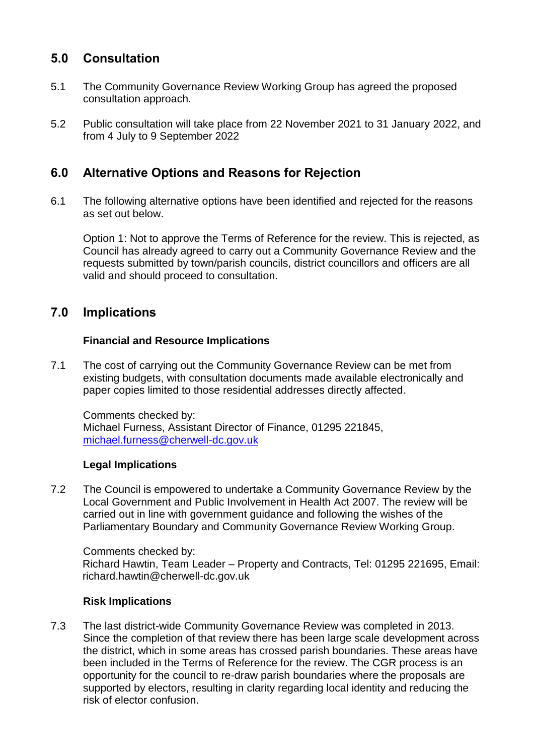## 5.0 Consultation

5.1 The Community Governance Review Working Group has agreed the proposed consultation approach.

5.2 Public consultation will take place from 22 November 2021 to 31 January 2022, and from 4 July to 9 September 2022

## 6.0 Alternative Options and Reasons for Rejection

6.1 The following alternative options have been identified and rejected for the reasons as set out below.

Option 1: Not to approve the Terms of Reference for the review. This is rejected, as Council has already agreed to carry out a Community Governance Review and the requests submitted by town/parish councils, district councillors and officers are all valid and should proceed to consultation.

## 7.0 Implications

**Financial and Resource Implications**

7.1 The cost of carrying out the Community Governance Review can be met from existing budgets, with consultation documents made available electronically and paper copies limited to those residential addresses directly affected.

Comments checked by:
Michael Furness, Assistant Director of Finance, 01295 221845, michael.furness@cherwell-dc.gov.uk

**Legal Implications**

7.2 The Council is empowered to undertake a Community Governance Review by the Local Government and Public Involvement in Health Act 2007. The review will be carried out in line with government guidance and following the wishes of the Parliamentary Boundary and Community Governance Review Working Group.

Comments checked by:
Richard Hawtin, Team Leader – Property and Contracts, Tel: 01295 221695, Email: richard.hawtin@cherwell-dc.gov.uk

**Risk Implications**

7.3 The last district-wide Community Governance Review was completed in 2013. Since the completion of that review there has been large scale development across the district, which in some areas has crossed parish boundaries. These areas have been included in the Terms of Reference for the review. The CGR process is an opportunity for the council to re-draw parish boundaries where the proposals are supported by electors, resulting in clarity regarding local identity and reducing the risk of elector confusion.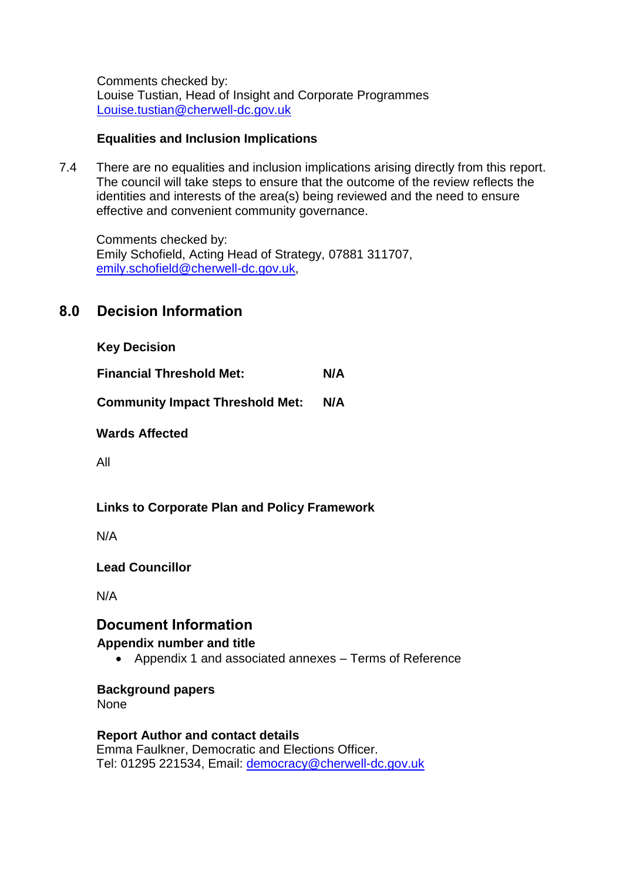Comments checked by:
Louise Tustian, Head of Insight and Corporate Programmes
Louise.tustian@cherwell-dc.gov.uk

**Equalities and Inclusion Implications**

7.4 There are no equalities and inclusion implications arising directly from this report. The council will take steps to ensure that the outcome of the review reflects the identities and interests of the area(s) being reviewed and the need to ensure effective and convenient community governance.

Comments checked by:
Emily Schofield, Acting Head of Strategy, 07881 311707, emily.schofield@cherwell-dc.gov.uk,

## 8.0 Decision Information

**Key Decision**

**Financial Threshold Met:** **N/A**

**Community Impact Threshold Met:** **N/A**

**Wards Affected**

All

**Links to Corporate Plan and Policy Framework**

N/A

**Lead Councillor**

N/A

## Document Information

**Appendix number and title**

- Appendix 1 and associated annexes – Terms of Reference

**Background papers**
None

**Report Author and contact details**
Emma Faulkner, Democratic and Elections Officer.
Tel: 01295 221534, Email: democracy@cherwell-dc.gov.uk